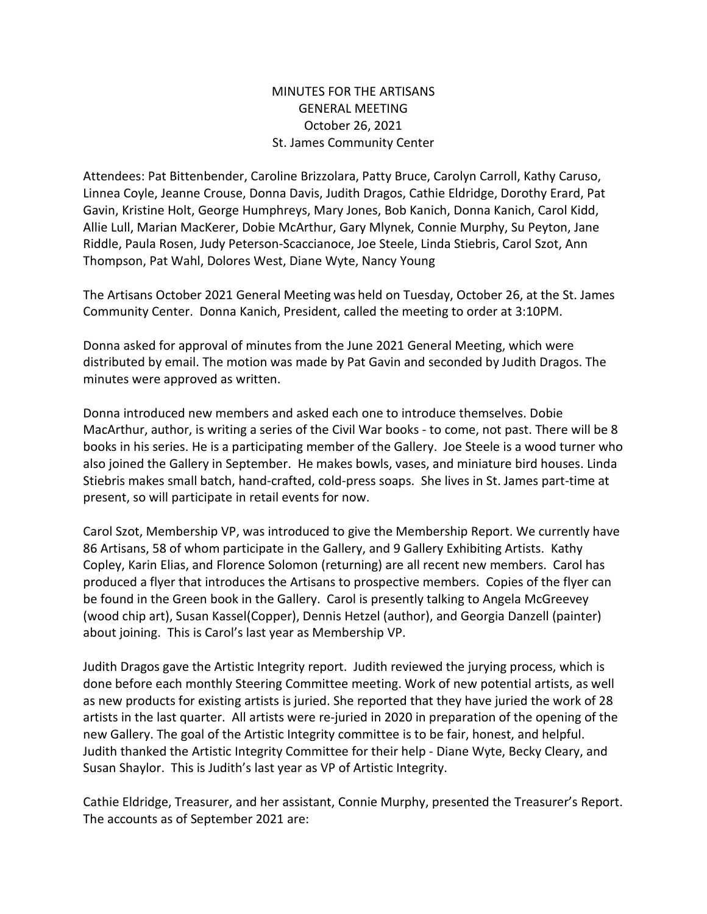# MINUTES FOR THE ARTISANS GENERAL MEETING

October 26, 2021

St. James Community Center

Attendees: Pat Bittenbender, Caroline Brizzolara, Patty Bruce, Carolyn Carroll, Kathy Caruso, Linnea Coyle, Jeanne Crouse, Donna Davis, Judith Dragos, Cathie Eldridge, Dorothy Erard, Pat Gavin, Kristine Holt, George Humphreys, Mary Jones, Bob Kanich, Donna Kanich, Carol Kidd, Allie Lull, Marian MacKerer, Dobie McArthur, Gary Mlynek, Connie Murphy, Su Peyton, Jane Riddle, Paula Rosen, Judy Peterson-Scaccianoce, Joe Steele, Linda Stiebris, Carol Szot, Ann Thompson, Pat Wahl, Dolores West, Diane Wyte, Nancy Young

The Artisans October 2021 General Meeting was held on Tuesday, October 26, at the St. James Community Center. Donna Kanich, President, called the meeting to order at 3:10PM.

Donna asked for approval of minutes from the June 2021 General Meeting, which were distributed by email. The motion was made by Pat Gavin and seconded by Judith Dragos. The minutes were approved as written.

Donna introduced new members and asked each one to introduce themselves. Dobie MacArthur, author, is writing a series of the Civil War books - to come, not past. There will be 8 books in his series. He is a participating member of the Gallery. Joe Steele is a wood turner who also joined the Gallery in September. He makes bowls, vases, and miniature bird houses. Linda Stiebris makes small batch, hand-crafted, cold-press soaps. She lives in St. James part-time at present, so will participate in retail events for now.

Carol Szot, Membership VP, was introduced to give the Membership Report. We currently have 86 Artisans, 58 of whom participate in the Gallery, and 9 Gallery Exhibiting Artists. Kathy Copley, Karin Elias, and Florence Solomon (returning) are all recent new members. Carol has produced a flyer that introduces the Artisans to prospective members. Copies of the flyer can be found in the Green book in the Gallery. Carol is presently talking to Angela McGreevey (wood chip art), Susan Kassel(Copper), Dennis Hetzel (author), and Georgia Danzell (painter) about joining. This is Carol's last year as Membership VP.

Judith Dragos gave the Artistic Integrity report. Judith reviewed the jurying process, which is done before each monthly Steering Committee meeting. Work of new potential artists, as well as new products for existing artists is juried. She reported that they have juried the work of 28 artists in the last quarter. All artists were re-juried in 2020 in preparation of the opening of the new Gallery. The goal of the Artistic Integrity committee is to be fair, honest, and helpful. Judith thanked the Artistic Integrity Committee for their help - Diane Wyte, Becky Cleary, and Susan Shaylor. This is Judith's last year as VP of Artistic Integrity.

Cathie Eldridge, Treasurer, and her assistant, Connie Murphy, presented the Treasurer's Report. The accounts as of September 2021 are: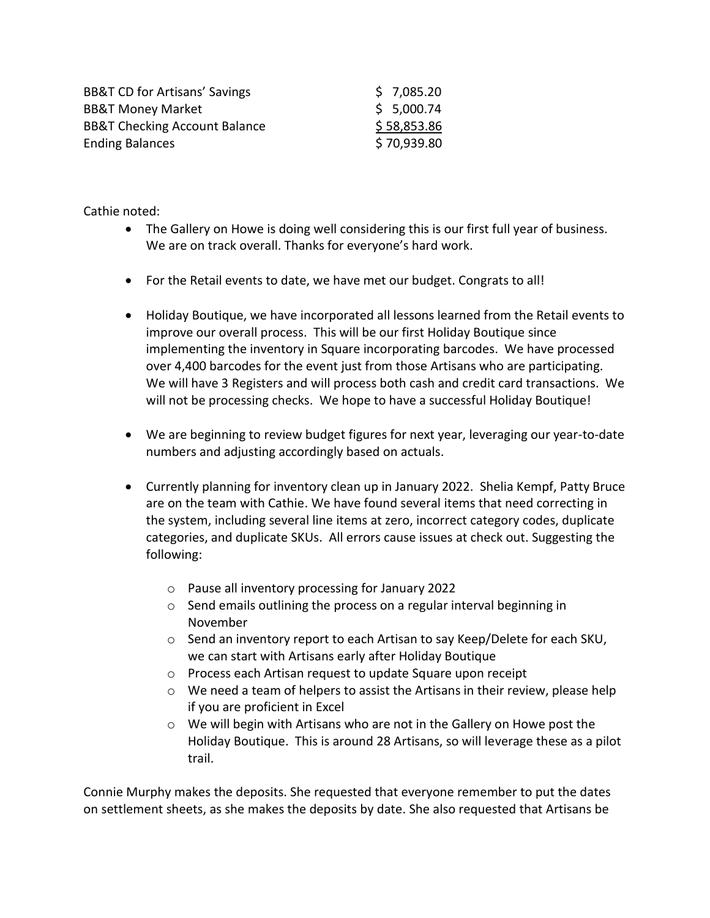| | |
|---|---|
| BB&T CD for Artisans' Savings | $ 7,085.20 |
| BB&T Money Market | $ 5,000.74 |
| BB&T Checking Account Balance | $ 58,853.86 |
| Ending Balances | $ 70,939.80 |

Cathie noted:

- The Gallery on Howe is doing well considering this is our first full year of business. We are on track overall. Thanks for everyone's hard work.

- For the Retail events to date, we have met our budget. Congrats to all!

- Holiday Boutique, we have incorporated all lessons learned from the Retail events to improve our overall process. This will be our first Holiday Boutique since implementing the inventory in Square incorporating barcodes. We have processed over 4,400 barcodes for the event just from those Artisans who are participating. We will have 3 Registers and will process both cash and credit card transactions. We will not be processing checks. We hope to have a successful Holiday Boutique!

- We are beginning to review budget figures for next year, leveraging our year-to-date numbers and adjusting accordingly based on actuals.

- Currently planning for inventory clean up in January 2022. Shelia Kempf, Patty Bruce are on the team with Cathie. We have found several items that need correcting in the system, including several line items at zero, incorrect category codes, duplicate categories, and duplicate SKUs. All errors cause issues at check out. Suggesting the following:

    - Pause all inventory processing for January 2022
    - Send emails outlining the process on a regular interval beginning in November
    - Send an inventory report to each Artisan to say Keep/Delete for each SKU, we can start with Artisans early after Holiday Boutique
    - Process each Artisan request to update Square upon receipt
    - We need a team of helpers to assist the Artisans in their review, please help if you are proficient in Excel
    - We will begin with Artisans who are not in the Gallery on Howe post the Holiday Boutique. This is around 28 Artisans, so will leverage these as a pilot trail.

Connie Murphy makes the deposits. She requested that everyone remember to put the dates on settlement sheets, as she makes the deposits by date. She also requested that Artisans be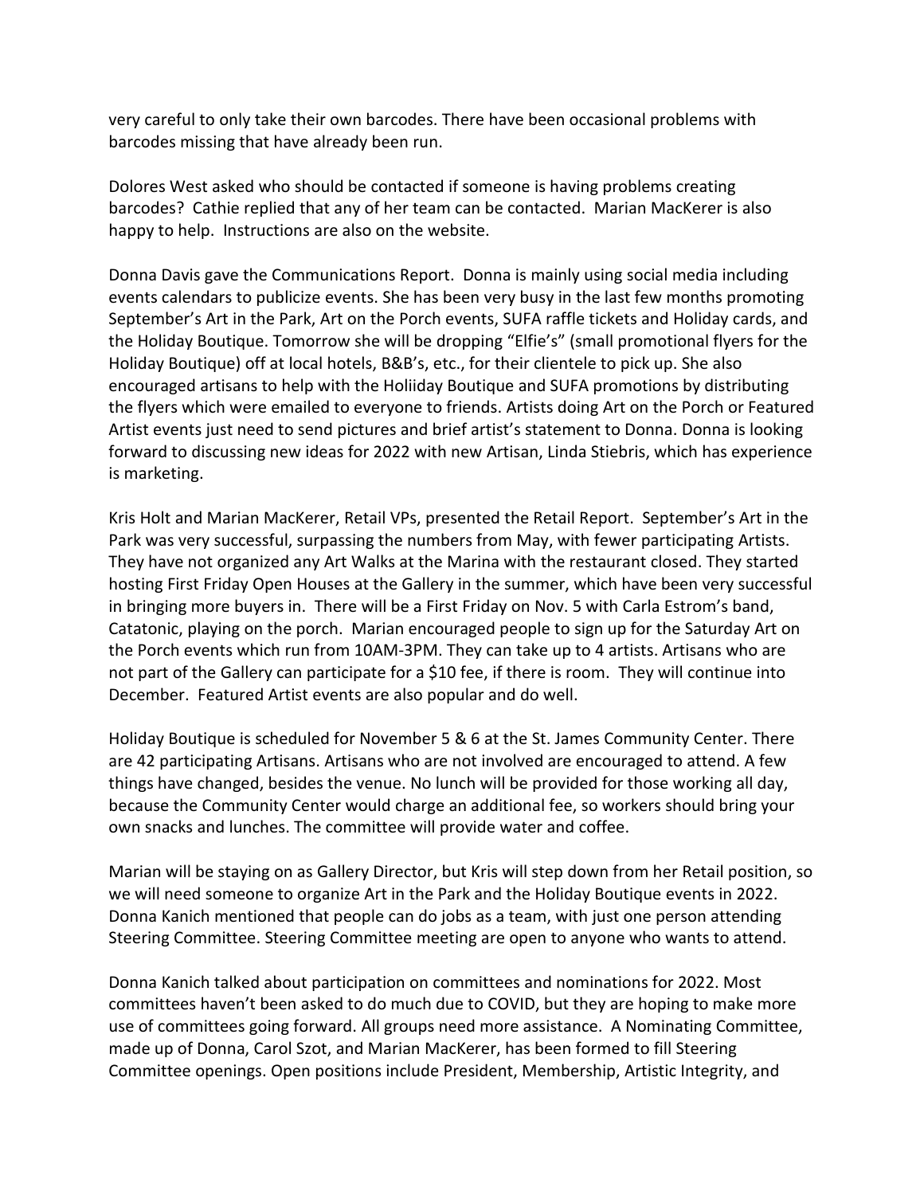very careful to only take their own barcodes. There have been occasional problems with barcodes missing that have already been run.

Dolores West asked who should be contacted if someone is having problems creating barcodes? Cathie replied that any of her team can be contacted. Marian MacKerer is also happy to help. Instructions are also on the website.

Donna Davis gave the Communications Report. Donna is mainly using social media including events calendars to publicize events. She has been very busy in the last few months promoting September's Art in the Park, Art on the Porch events, SUFA raffle tickets and Holiday cards, and the Holiday Boutique. Tomorrow she will be dropping "Elfie's" (small promotional flyers for the Holiday Boutique) off at local hotels, B&B's, etc., for their clientele to pick up. She also encouraged artisans to help with the Holiiday Boutique and SUFA promotions by distributing the flyers which were emailed to everyone to friends. Artists doing Art on the Porch or Featured Artist events just need to send pictures and brief artist's statement to Donna. Donna is looking forward to discussing new ideas for 2022 with new Artisan, Linda Stiebris, which has experience is marketing.

Kris Holt and Marian MacKerer, Retail VPs, presented the Retail Report. September's Art in the Park was very successful, surpassing the numbers from May, with fewer participating Artists. They have not organized any Art Walks at the Marina with the restaurant closed. They started hosting First Friday Open Houses at the Gallery in the summer, which have been very successful in bringing more buyers in. There will be a First Friday on Nov. 5 with Carla Estrom's band, Catatonic, playing on the porch. Marian encouraged people to sign up for the Saturday Art on the Porch events which run from 10AM-3PM. They can take up to 4 artists. Artisans who are not part of the Gallery can participate for a $10 fee, if there is room. They will continue into December. Featured Artist events are also popular and do well.

Holiday Boutique is scheduled for November 5 & 6 at the St. James Community Center. There are 42 participating Artisans. Artisans who are not involved are encouraged to attend. A few things have changed, besides the venue. No lunch will be provided for those working all day, because the Community Center would charge an additional fee, so workers should bring your own snacks and lunches. The committee will provide water and coffee.

Marian will be staying on as Gallery Director, but Kris will step down from her Retail position, so we will need someone to organize Art in the Park and the Holiday Boutique events in 2022. Donna Kanich mentioned that people can do jobs as a team, with just one person attending Steering Committee. Steering Committee meeting are open to anyone who wants to attend.

Donna Kanich talked about participation on committees and nominations for 2022. Most committees haven't been asked to do much due to COVID, but they are hoping to make more use of committees going forward. All groups need more assistance. A Nominating Committee, made up of Donna, Carol Szot, and Marian MacKerer, has been formed to fill Steering Committee openings. Open positions include President, Membership, Artistic Integrity, and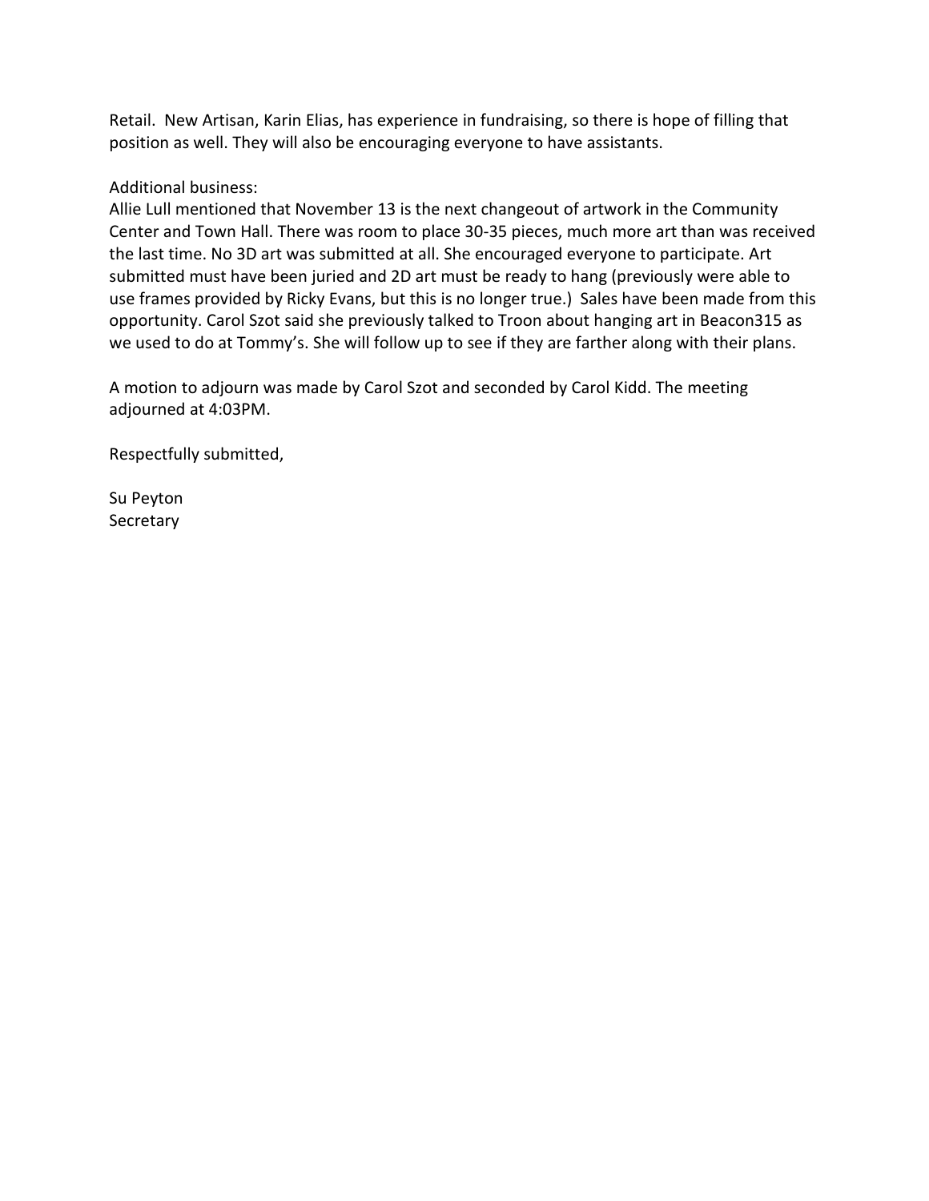Retail. New Artisan, Karin Elias, has experience in fundraising, so there is hope of filling that position as well. They will also be encouraging everyone to have assistants.

Additional business:
Allie Lull mentioned that November 13 is the next changeout of artwork in the Community Center and Town Hall. There was room to place 30-35 pieces, much more art than was received the last time. No 3D art was submitted at all. She encouraged everyone to participate. Art submitted must have been juried and 2D art must be ready to hang (previously were able to use frames provided by Ricky Evans, but this is no longer true.) Sales have been made from this opportunity. Carol Szot said she previously talked to Troon about hanging art in Beacon315 as we used to do at Tommy's. She will follow up to see if they are farther along with their plans.

A motion to adjourn was made by Carol Szot and seconded by Carol Kidd. The meeting adjourned at 4:03PM.

Respectfully submitted,

Su Peyton
Secretary